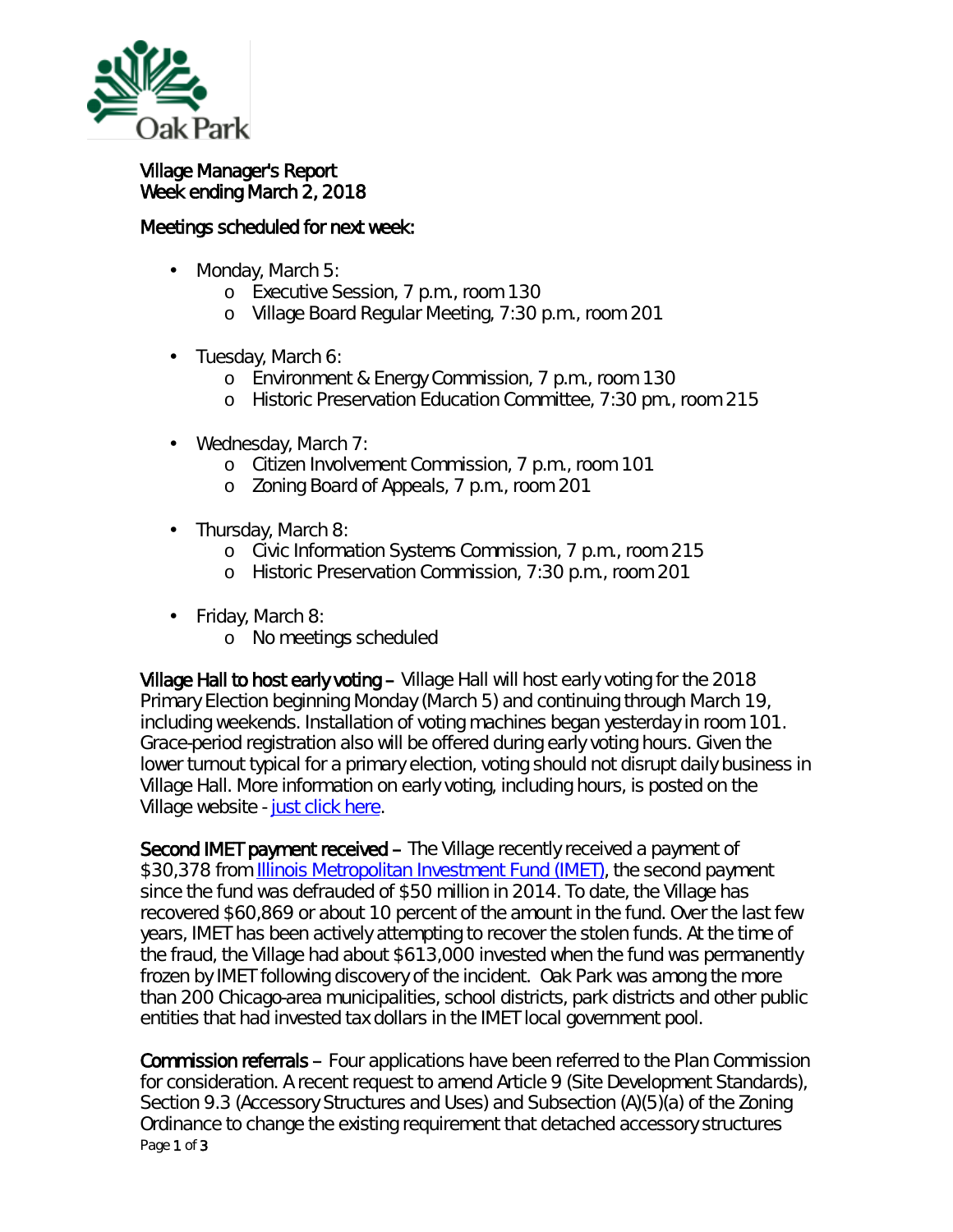Village Manager's Report
Week ending March 2, 2018

Meetings scheduled for next week:

- Monday, March 5:
  - Executive Session, 7 p.m., room 130
  - Village Board Regular Meeting, 7:30 p.m., room 201
- Tuesday, March 6:
  - Environment & Energy Commission, 7 p.m., room 130
  - Historic Preservation Education Committee, 7:30 pm., room 215
- Wednesday, March 7:
  - Citizen Involvement Commission, 7 p.m., room 101
  - Zoning Board of Appeals, 7 p.m., room 201
- Thursday, March 8:
  - Civic Information Systems Commission, 7 p.m., room 215
  - Historic Preservation Commission, 7:30 p.m., room 201
- Friday, March 8:
  - No meetings scheduled

**Village Hall to host early voting** – Village Hall will host early voting for the 2018 Primary Election beginning Monday (March 5) and continuing through March 19, including weekends. Installation of voting machines began yesterday in room 101. Grace-period registration also will be offered during early voting hours. Given the lower turnout typical for a primary election, voting should not disrupt daily business in Village Hall. More information on early voting, including hours, is posted on the Village website - just click here.

**Second IMET payment received** – The Village recently received a payment of $30,378 from Illinois Metropolitan Investment Fund (IMET), the second payment since the fund was defrauded of $50 million in 2014. To date, the Village has recovered $60,869 or about 10 percent of the amount in the fund. Over the last few years, IMET has been actively attempting to recover the stolen funds. At the time of the fraud, the Village had about $613,000 invested when the fund was permanently frozen by IMET following discovery of the incident. Oak Park was among the more than 200 Chicago-area municipalities, school districts, park districts and other public entities that had invested tax dollars in the IMET local government pool.

**Commission referrals** – Four applications have been referred to the Plan Commission for consideration. A recent request to amend Article 9 (Site Development Standards), Section 9.3 (Accessory Structures and Uses) and Subsection (A)(5)(a) of the Zoning Ordinance to change the existing requirement that detached accessory structures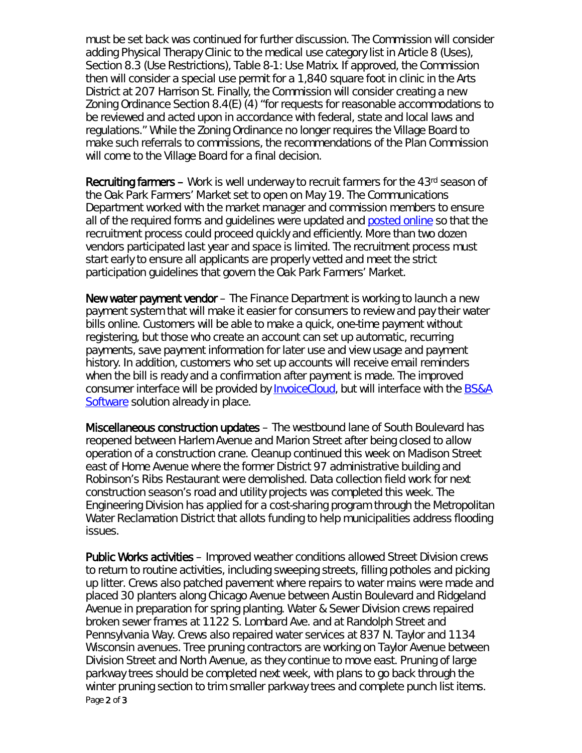must be set back was continued for further discussion. The Commission will consider adding Physical Therapy Clinic to the medical use category list in Article 8 (Uses), Section 8.3 (Use Restrictions), Table 8-1: Use Matrix. If approved, the Commission then will consider a special use permit for a 1,840 square foot in clinic in the Arts District at 207 Harrison St. Finally, the Commission will consider creating a new Zoning Ordinance Section 8.4(E) (4) "for requests for reasonable accommodations to be reviewed and acted upon in accordance with federal, state and local laws and regulations." While the Zoning Ordinance no longer requires the Village Board to make such referrals to commissions, the recommendations of the Plan Commission will come to the Village Board for a final decision.

**Recruiting farmers** – Work is well underway to recruit farmers for the 43rd season of the Oak Park Farmers' Market set to open on May 19. The Communications Department worked with the market manager and commission members to ensure all of the required forms and guidelines were updated and posted online so that the recruitment process could proceed quickly and efficiently. More than two dozen vendors participated last year and space is limited. The recruitment process must start early to ensure all applicants are properly vetted and meet the strict participation guidelines that govern the Oak Park Farmers' Market.

**New water payment vendor** – The Finance Department is working to launch a new payment system that will make it easier for consumers to review and pay their water bills online. Customers will be able to make a quick, one-time payment without registering, but those who create an account can set up automatic, recurring payments, save payment information for later use and view usage and payment history. In addition, customers who set up accounts will receive email reminders when the bill is ready and a confirmation after payment is made. The improved consumer interface will be provided by InvoiceCloud, but will interface with the BS&A Software solution already in place.

**Miscellaneous construction updates** – The westbound lane of South Boulevard has reopened between Harlem Avenue and Marion Street after being closed to allow operation of a construction crane. Cleanup continued this week on Madison Street east of Home Avenue where the former District 97 administrative building and Robinson's Ribs Restaurant were demolished. Data collection field work for next construction season's road and utility projects was completed this week. The Engineering Division has applied for a cost-sharing program through the Metropolitan Water Reclamation District that allots funding to help municipalities address flooding issues.

**Public Works activities** – Improved weather conditions allowed Street Division crews to return to routine activities, including sweeping streets, filling potholes and picking up litter. Crews also patched pavement where repairs to water mains were made and placed 30 planters along Chicago Avenue between Austin Boulevard and Ridgeland Avenue in preparation for spring planting. Water & Sewer Division crews repaired broken sewer frames at 1122 S. Lombard Ave. and at Randolph Street and Pennsylvania Way. Crews also repaired water services at 837 N. Taylor and 1134 Wisconsin avenues. Tree pruning contractors are working on Taylor Avenue between Division Street and North Avenue, as they continue to move east. Pruning of large parkway trees should be completed next week, with plans to go back through the winter pruning section to trim smaller parkway trees and complete punch list items.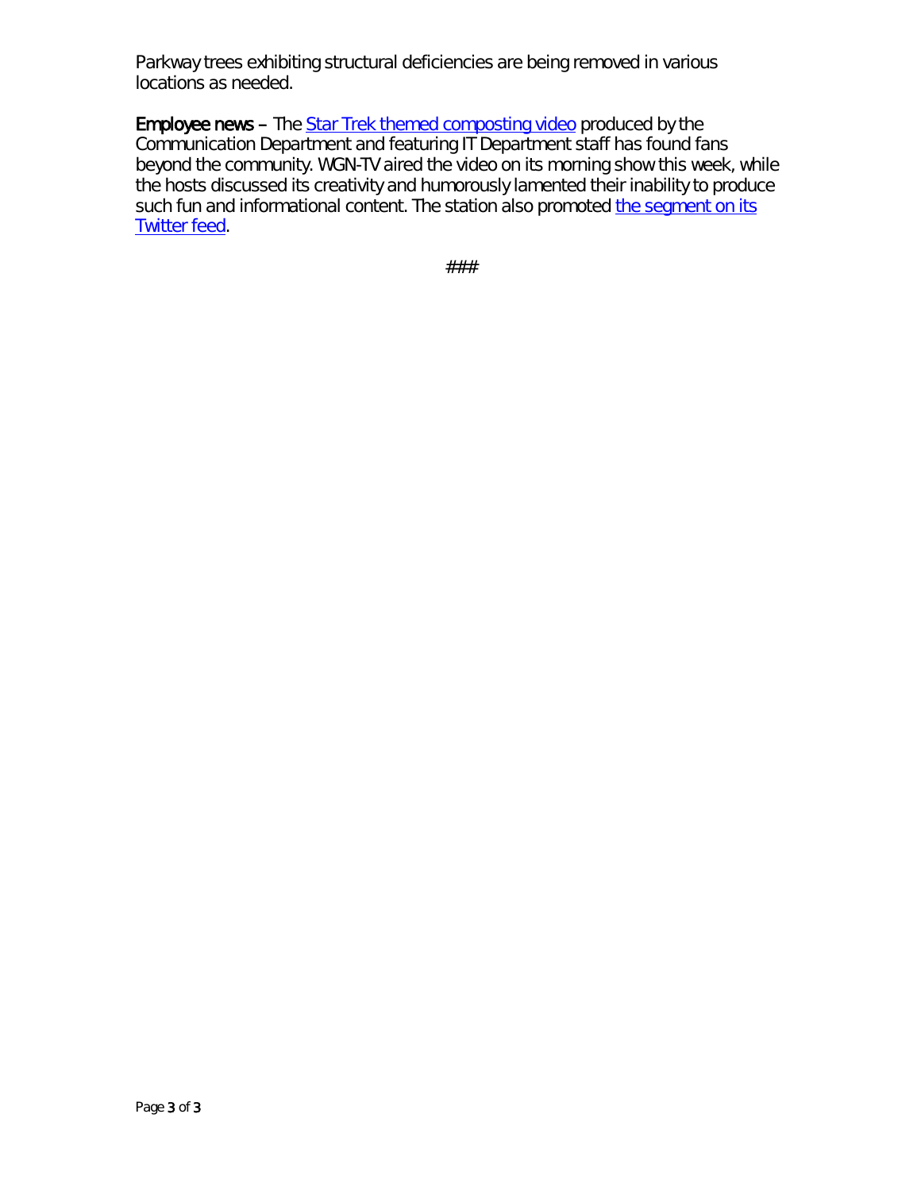Parkway trees exhibiting structural deficiencies are being removed in various locations as needed.

**Employee news** – The Star Trek themed composting video produced by the Communication Department and featuring IT Department staff has found fans beyond the community. WGN-TV aired the video on its morning show this week, while the hosts discussed its creativity and humorously lamented their inability to produce such fun and informational content. The station also promoted the segment on its Twitter feed.

###